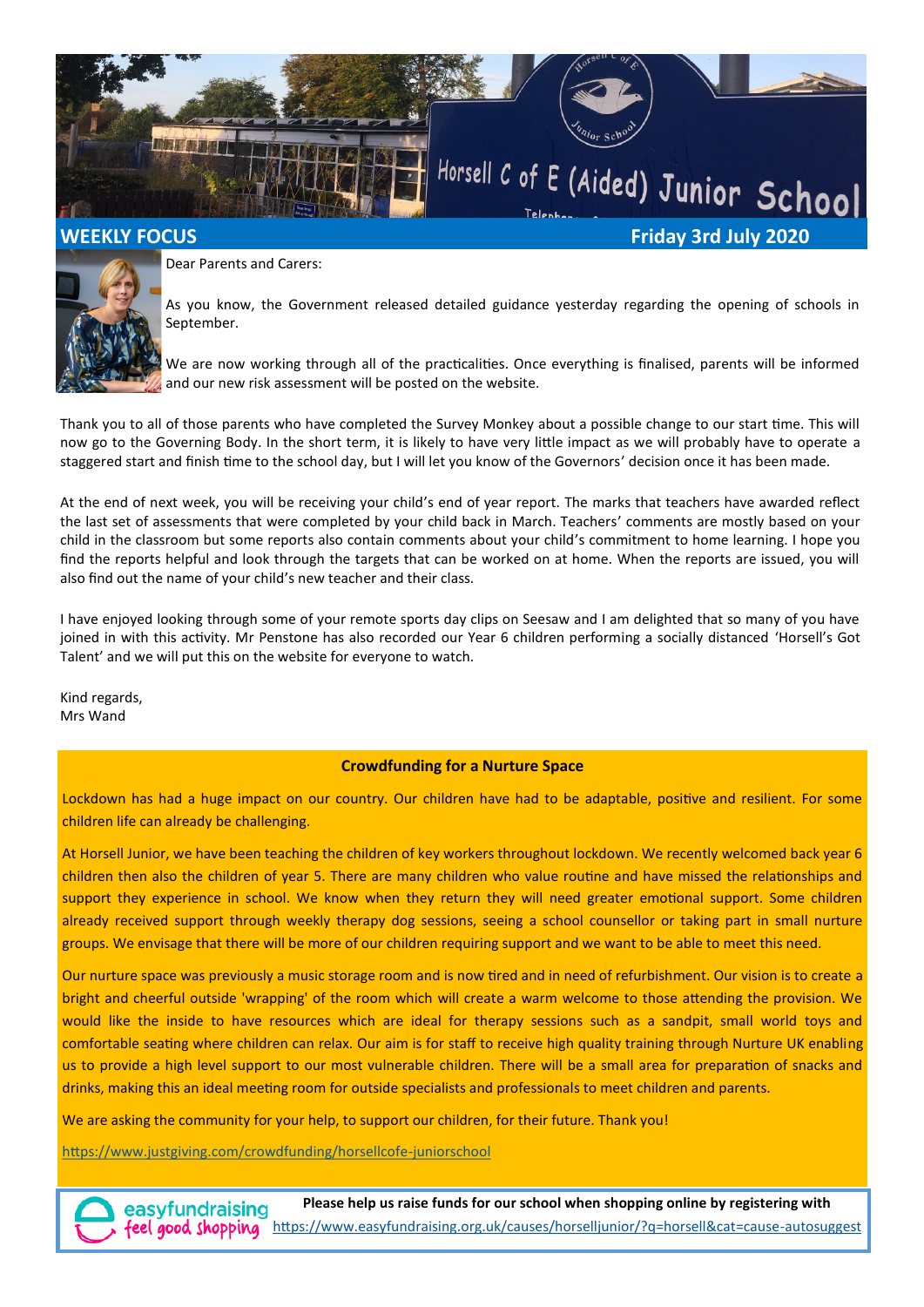# Horsell C of E (Aided) Junior School

## WEEKLY FOCUS

**Friday 3rd July 2020**

Dear Parents and Carers:

As you know, the Government released detailed guidance yesterday regarding the opening of schools in September.

We are now working through all of the practicalities. Once everything is finalised, parents will be informed and our new risk assessment will be posted on the website.

Thank you to all of those parents who have completed the Survey Monkey about a possible change to our start time. This will now go to the Governing Body. In the short term, it is likely to have very little impact as we will probably have to operate a staggered start and finish time to the school day, but I will let you know of the Governors' decision once it has been made.

At the end of next week, you will be receiving your child's end of year report. The marks that teachers have awarded reflect the last set of assessments that were completed by your child back in March. Teachers' comments are mostly based on your child in the classroom but some reports also contain comments about your child's commitment to home learning. I hope you find the reports helpful and look through the targets that can be worked on at home. When the reports are issued, you will also find out the name of your child's new teacher and their class.

I have enjoyed looking through some of your remote sports day clips on Seesaw and I am delighted that so many of you have joined in with this activity. Mr Penstone has also recorded our Year 6 children performing a socially distanced 'Horsell's Got Talent' and we will put this on the website for everyone to watch.

Kind regards,
Mrs Wand

### Crowdfunding for a Nurture Space

Lockdown has had a huge impact on our country. Our children have had to be adaptable, positive and resilient. For some children life can already be challenging.

At Horsell Junior, we have been teaching the children of key workers throughout lockdown. We recently welcomed back year 6 children then also the children of year 5. There are many children who value routine and have missed the relationships and support they experience in school. We know when they return they will need greater emotional support. Some children already received support through weekly therapy dog sessions, seeing a school counsellor or taking part in small nurture groups. We envisage that there will be more of our children requiring support and we want to be able to meet this need.

Our nurture space was previously a music storage room and is now tired and in need of refurbishment. Our vision is to create a bright and cheerful outside 'wrapping' of the room which will create a warm welcome to those attending the provision. We would like the inside to have resources which are ideal for therapy sessions such as a sandpit, small world toys and comfortable seating where children can relax. Our aim is for staff to receive high quality training through Nurture UK enabling us to provide a high level support to our most vulnerable children. There will be a small area for preparation of snacks and drinks, making this an ideal meeting room for outside specialists and professionals to meet children and parents.

We are asking the community for your help, to support our children, for their future. Thank you!

https://www.justgiving.com/crowdfunding/horsellcofe-juniorschool

easyfundraising feel good shopping

**Please help us raise funds for our school when shopping online by registering with** https://www.easyfundraising.org.uk/causes/horselljunior/?q=horsell&cat=cause-autosuggest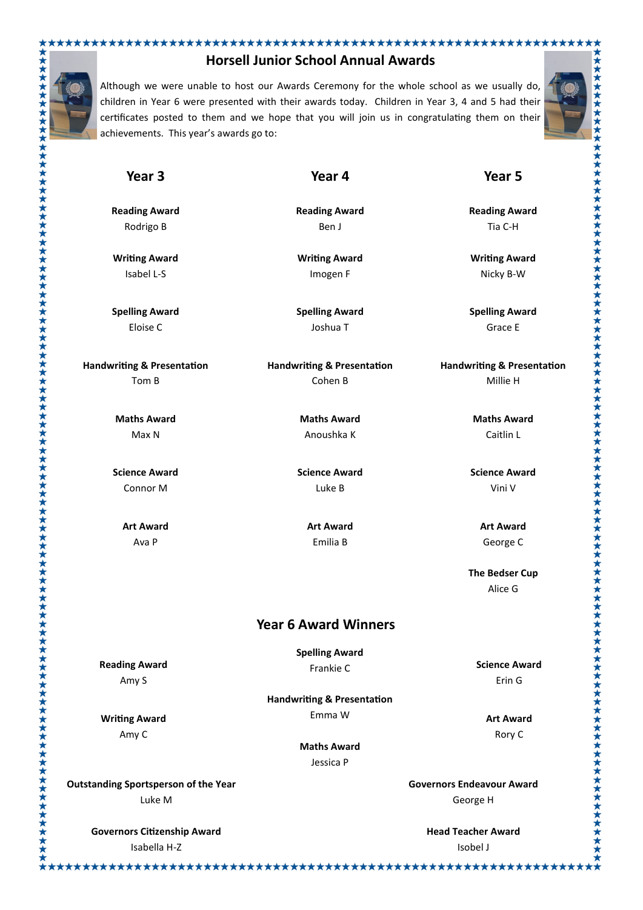# Horsell Junior School Annual Awards

Although we were unable to host our Awards Ceremony for the whole school as we usually do, children in Year 6 were presented with their awards today. Children in Year 3, 4 and 5 had their certificates posted to them and we hope that you will join us in congratulating them on their achievements. This year's awards go to:

## Year 3

**Reading Award**
Rodrigo B

**Writing Award**
Isabel L-S

**Spelling Award**
Eloise C

**Handwriting & Presentation**
Tom B

**Maths Award**
Max N

**Science Award**
Connor M

**Art Award**
Ava P

## Year 4

**Reading Award**
Ben J

**Writing Award**
Imogen F

**Spelling Award**
Joshua T

**Handwriting & Presentation**
Cohen B

**Maths Award**
Anoushka K

**Science Award**
Luke B

**Art Award**
Emilia B

## Year 5

**Reading Award**
Tia C-H

**Writing Award**
Nicky B-W

**Spelling Award**
Grace E

**Handwriting & Presentation**
Millie H

**Maths Award**
Caitlin L

**Science Award**
Vini V

**Art Award**
George C

**The Bedser Cup**
Alice G

## Year 6 Award Winners

**Reading Award**
Amy S

**Writing Award**
Amy C

**Spelling Award**
Frankie C

**Handwriting & Presentation**
Emma W

**Maths Award**
Jessica P

**Science Award**
Erin G

**Art Award**
Rory C

**Outstanding Sportsperson of the Year**
Luke M

**Governors Citizenship Award**
Isabella H-Z

**Governors Endeavour Award**
George H

**Head Teacher Award**
Isobel J